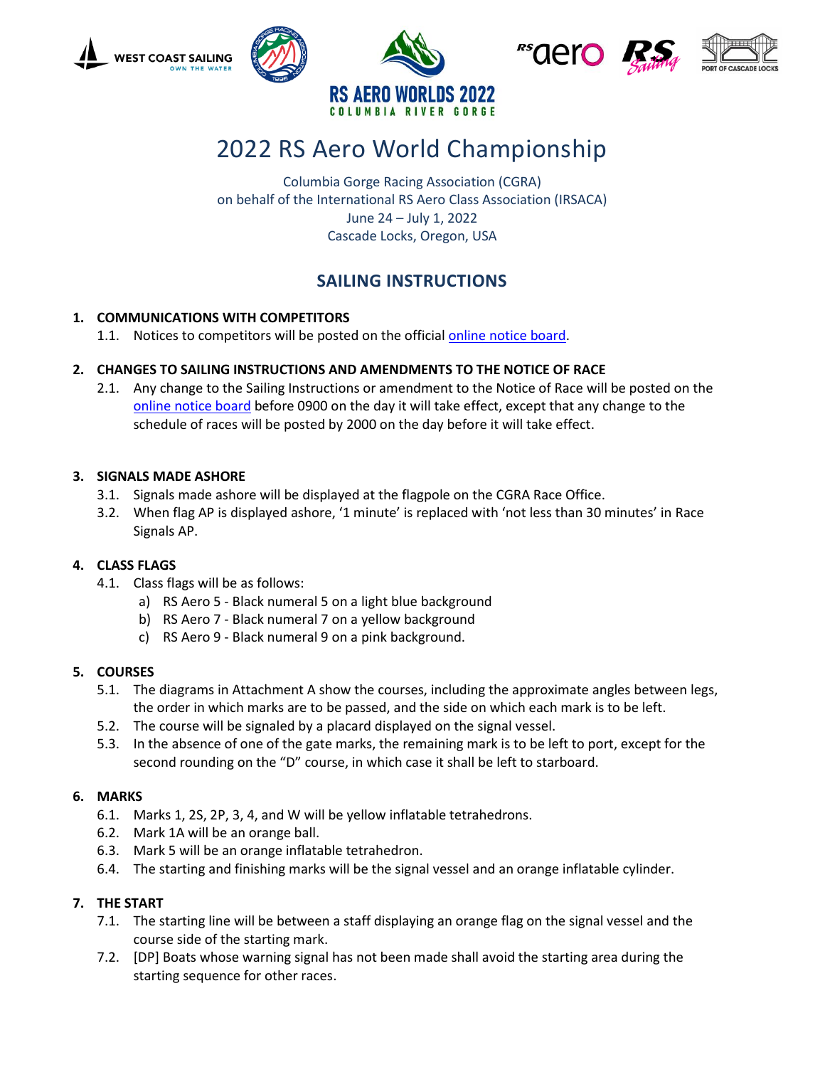# 2022 RS Aero World Championship

Columbia Gorge Racing Association (CGRA)
on behalf of the International RS Aero Class Association (IRSACA)
June 24 – July 1, 2022
Cascade Locks, Oregon, USA

## SAILING INSTRUCTIONS

**1. COMMUNICATIONS WITH COMPETITORS**

1.1. Notices to competitors will be posted on the official online notice board.

**2. CHANGES TO SAILING INSTRUCTIONS AND AMENDMENTS TO THE NOTICE OF RACE**

2.1. Any change to the Sailing Instructions or amendment to the Notice of Race will be posted on the online notice board before 0900 on the day it will take effect, except that any change to the schedule of races will be posted by 2000 on the day before it will take effect.

**3. SIGNALS MADE ASHORE**

3.1. Signals made ashore will be displayed at the flagpole on the CGRA Race Office.

3.2. When flag AP is displayed ashore, '1 minute' is replaced with 'not less than 30 minutes' in Race Signals AP.

**4. CLASS FLAGS**

4.1. Class flags will be as follows:

a) RS Aero 5 - Black numeral 5 on a light blue background

b) RS Aero 7 - Black numeral 7 on a yellow background

c) RS Aero 9 - Black numeral 9 on a pink background.

**5. COURSES**

5.1. The diagrams in Attachment A show the courses, including the approximate angles between legs, the order in which marks are to be passed, and the side on which each mark is to be left.

5.2. The course will be signaled by a placard displayed on the signal vessel.

5.3. In the absence of one of the gate marks, the remaining mark is to be left to port, except for the second rounding on the "D" course, in which case it shall be left to starboard.

**6. MARKS**

6.1. Marks 1, 2S, 2P, 3, 4, and W will be yellow inflatable tetrahedrons.

6.2. Mark 1A will be an orange ball.

6.3. Mark 5 will be an orange inflatable tetrahedron.

6.4. The starting and finishing marks will be the signal vessel and an orange inflatable cylinder.

**7. THE START**

7.1. The starting line will be between a staff displaying an orange flag on the signal vessel and the course side of the starting mark.

7.2. [DP] Boats whose warning signal has not been made shall avoid the starting area during the starting sequence for other races.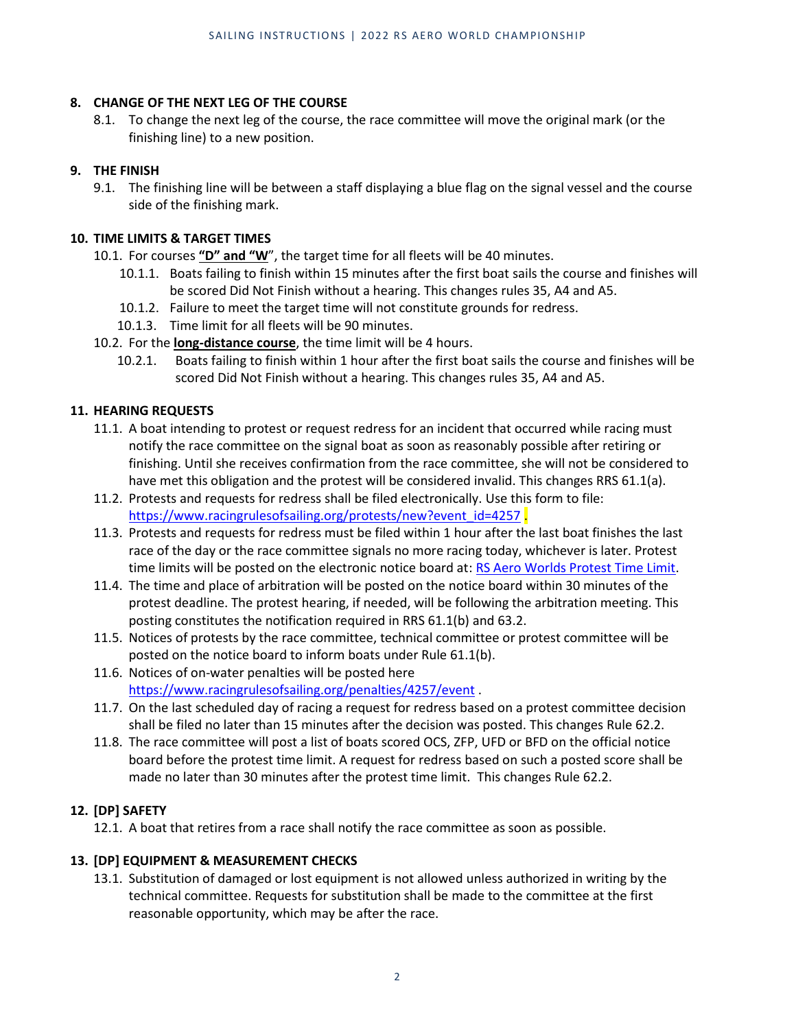## 8. CHANGE OF THE NEXT LEG OF THE COURSE

8.1. To change the next leg of the course, the race committee will move the original mark (or the finishing line) to a new position.

## 9. THE FINISH

9.1. The finishing line will be between a staff displaying a blue flag on the signal vessel and the course side of the finishing mark.

## 10. TIME LIMITS & TARGET TIMES

10.1. For courses **"D" and "W"**, the target time for all fleets will be 40 minutes.

10.1.1. Boats failing to finish within 15 minutes after the first boat sails the course and finishes will be scored Did Not Finish without a hearing. This changes rules 35, A4 and A5.

10.1.2. Failure to meet the target time will not constitute grounds for redress.

10.1.3. Time limit for all fleets will be 90 minutes.

10.2. For the **long-distance course**, the time limit will be 4 hours.

10.2.1. Boats failing to finish within 1 hour after the first boat sails the course and finishes will be scored Did Not Finish without a hearing. This changes rules 35, A4 and A5.

## 11. HEARING REQUESTS

11.1. A boat intending to protest or request redress for an incident that occurred while racing must notify the race committee on the signal boat as soon as reasonably possible after retiring or finishing. Until she receives confirmation from the race committee, she will not be considered to have met this obligation and the protest will be considered invalid. This changes RRS 61.1(a).

11.2. Protests and requests for redress shall be filed electronically. Use this form to file: https://www.racingrulesofsailing.org/protests/new?event_id=4257 .

11.3. Protests and requests for redress must be filed within 1 hour after the last boat finishes the last race of the day or the race committee signals no more racing today, whichever is later. Protest time limits will be posted on the electronic notice board at: RS Aero Worlds Protest Time Limit.

11.4. The time and place of arbitration will be posted on the notice board within 30 minutes of the protest deadline. The protest hearing, if needed, will be following the arbitration meeting. This posting constitutes the notification required in RRS 61.1(b) and 63.2.

11.5. Notices of protests by the race committee, technical committee or protest committee will be posted on the notice board to inform boats under Rule 61.1(b).

11.6. Notices of on-water penalties will be posted here https://www.racingrulesofsailing.org/penalties/4257/event .

11.7. On the last scheduled day of racing a request for redress based on a protest committee decision shall be filed no later than 15 minutes after the decision was posted. This changes Rule 62.2.

11.8. The race committee will post a list of boats scored OCS, ZFP, UFD or BFD on the official notice board before the protest time limit. A request for redress based on such a posted score shall be made no later than 30 minutes after the protest time limit. This changes Rule 62.2.

## 12. [DP] SAFETY

12.1. A boat that retires from a race shall notify the race committee as soon as possible.

## 13. [DP] EQUIPMENT & MEASUREMENT CHECKS

13.1. Substitution of damaged or lost equipment is not allowed unless authorized in writing by the technical committee. Requests for substitution shall be made to the committee at the first reasonable opportunity, which may be after the race.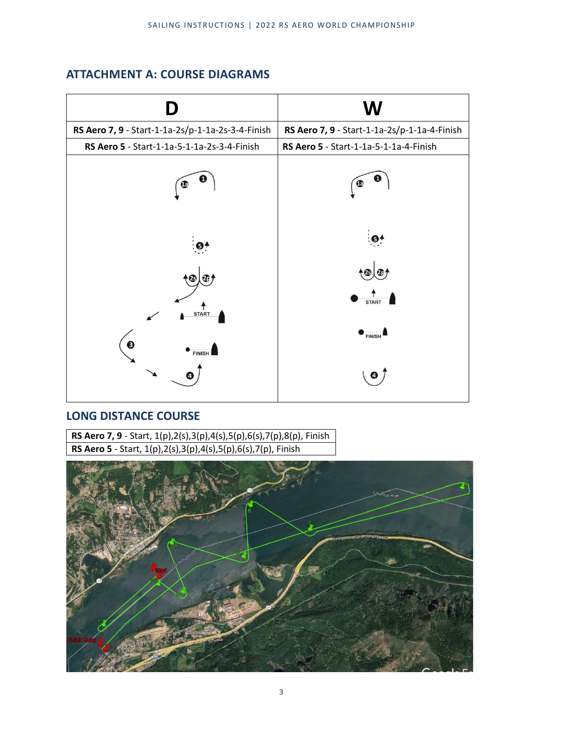## ATTACHMENT A: COURSE DIAGRAMS

| D | W |
|---|---|
| **RS Aero 7, 9** - Start-1-1a-2s/p-1-1a-2s-3-4-Finish | **RS Aero 7, 9** - Start-1-1a-2s/p-1-1a-4-Finish |
| **RS Aero 5** - Start-1-1a-5-1-1a-2s-3-4-Finish | **RS Aero 5** - Start-1-1a-5-1-1a-4-Finish |

## LONG DISTANCE COURSE

| | |
|---|---|
| **RS Aero 7, 9** - Start, 1(p),2(s),3(p),4(s),5(p),6(s),7(p),8(p), Finish | |
| **RS Aero 5** - Start, 1(p),2(s),3(p),4(s),5(p),6(s),7(p), Finish | |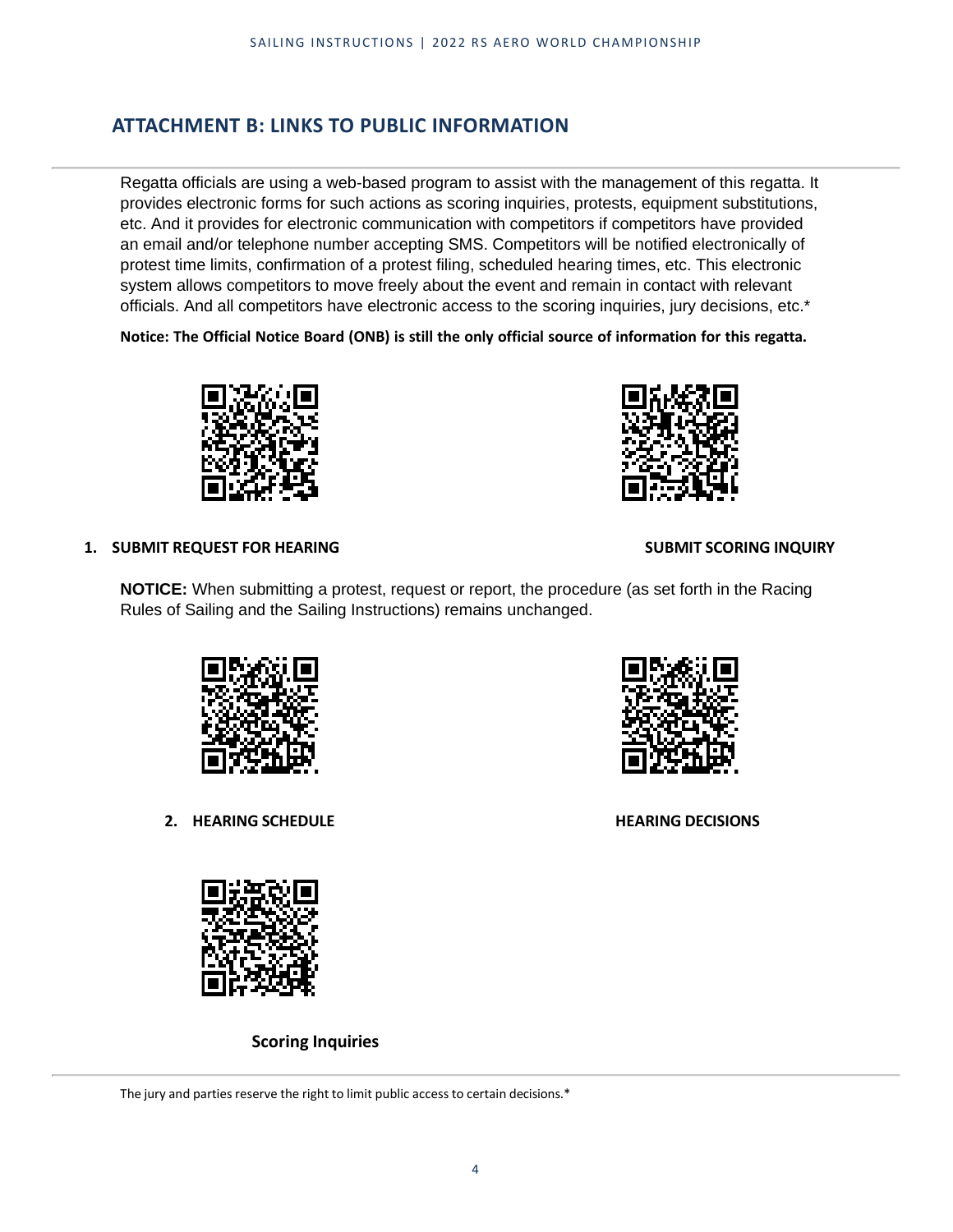## ATTACHMENT B: LINKS TO PUBLIC INFORMATION

Regatta officials are using a web-based program to assist with the management of this regatta. It provides electronic forms for such actions as scoring inquiries, protests, equipment substitutions, etc. And it provides for electronic communication with competitors if competitors have provided an email and/or telephone number accepting SMS. Competitors will be notified electronically of protest time limits, confirmation of a protest filing, scheduled hearing times, etc. This electronic system allows competitors to move freely about the event and remain in contact with relevant officials. And all competitors have electronic access to the scoring inquiries, jury decisions, etc.*

**Notice: The Official Notice Board (ONB) is still the only official source of information for this regatta.**

1. **SUBMIT REQUEST FOR HEARING** **SUBMIT SCORING INQUIRY**

**NOTICE:** When submitting a protest, request or report, the procedure (as set forth in the Racing Rules of Sailing and the Sailing Instructions) remains unchanged.

2. **HEARING SCHEDULE** **HEARING DECISIONS**

**Scoring Inquiries**

The jury and parties reserve the right to limit public access to certain decisions.*